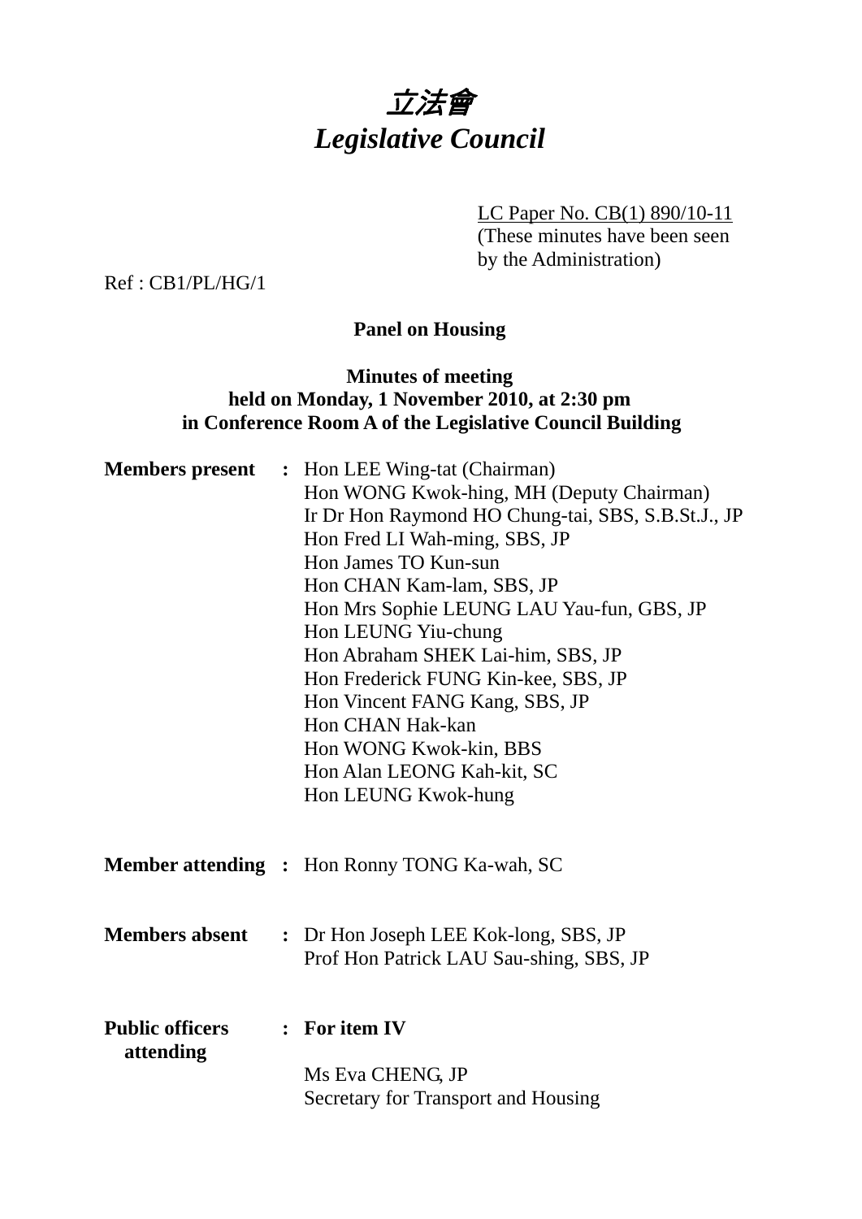# *立法會*
# *Legislative Council*

LC Paper No. CB(1) 890/10-11
(These minutes have been seen by the Administration)

Ref : CB1/PL/HG/1

**Panel on Housing**

**Minutes of meeting**
**held on Monday, 1 November 2010, at 2:30 pm**
**in Conference Room A of the Legislative Council Building**

**Members present** : Hon LEE Wing-tat (Chairman)
Hon WONG Kwok-hing, MH (Deputy Chairman)
Ir Dr Hon Raymond HO Chung-tai, SBS, S.B.St.J., JP
Hon Fred LI Wah-ming, SBS, JP
Hon James TO Kun-sun
Hon CHAN Kam-lam, SBS, JP
Hon Mrs Sophie LEUNG LAU Yau-fun, GBS, JP
Hon LEUNG Yiu-chung
Hon Abraham SHEK Lai-him, SBS, JP
Hon Frederick FUNG Kin-kee, SBS, JP
Hon Vincent FANG Kang, SBS, JP
Hon CHAN Hak-kan
Hon WONG Kwok-kin, BBS
Hon Alan LEONG Kah-kit, SC
Hon LEUNG Kwok-hung

**Member attending** : Hon Ronny TONG Ka-wah, SC

**Members absent** : Dr Hon Joseph LEE Kok-long, SBS, JP
Prof Hon Patrick LAU Sau-shing, SBS, JP

**Public officers attending** : **For item IV**

Ms Eva CHENG, JP
Secretary for Transport and Housing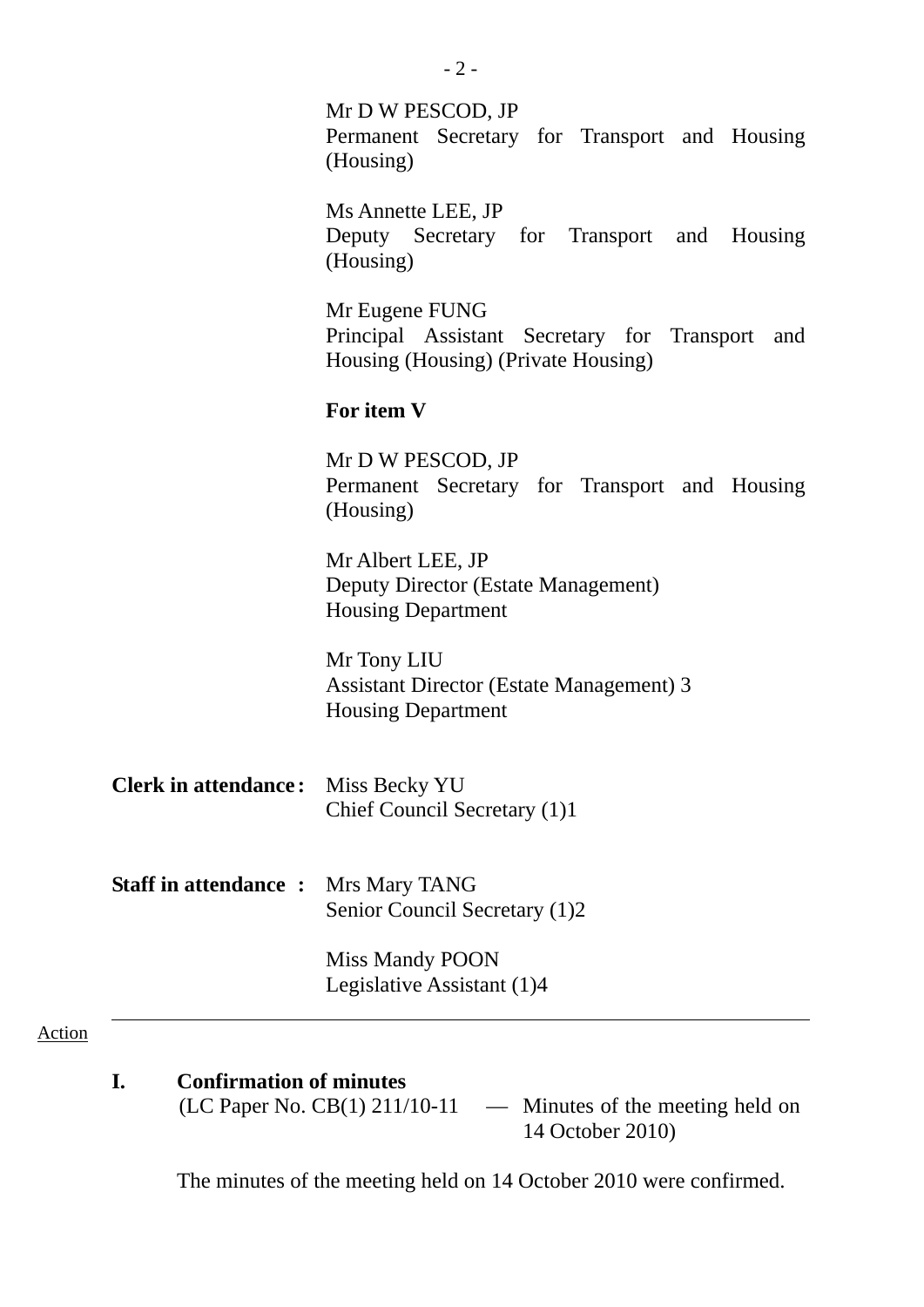Mr D W PESCOD, JP
Permanent Secretary for Transport and Housing (Housing)

Ms Annette LEE, JP
Deputy Secretary for Transport and Housing (Housing)

Mr Eugene FUNG
Principal Assistant Secretary for Transport and Housing (Housing) (Private Housing)

**For item V**

Mr D W PESCOD, JP
Permanent Secretary for Transport and Housing (Housing)

Mr Albert LEE, JP
Deputy Director (Estate Management)
Housing Department

Mr Tony LIU
Assistant Director (Estate Management) 3
Housing Department

**Clerk in attendance:** Miss Becky YU
Chief Council Secretary (1)1

**Staff in attendance :** Mrs Mary TANG
Senior Council Secretary (1)2

Miss Mandy POON
Legislative Assistant (1)4

---

Action

## I. Confirmation of minutes

(LC Paper No. CB(1) 211/10-11 — Minutes of the meeting held on 14 October 2010)

The minutes of the meeting held on 14 October 2010 were confirmed.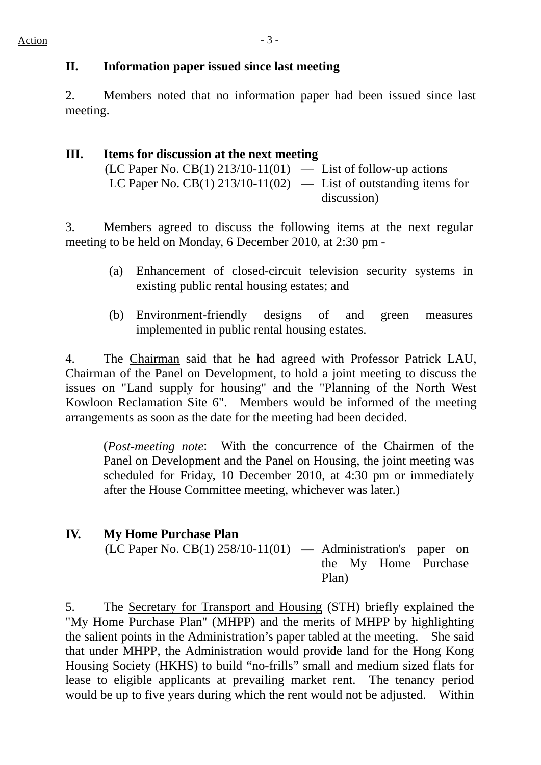## II. Information paper issued since last meeting

2. Members noted that no information paper had been issued since last meeting.

## III. Items for discussion at the next meeting

(LC Paper No. CB(1) 213/10-11(01) — List of follow-up actions
LC Paper No. CB(1) 213/10-11(02) — List of outstanding items for discussion)

3. Members agreed to discuss the following items at the next regular meeting to be held on Monday, 6 December 2010, at 2:30 pm -

(a) Enhancement of closed-circuit television security systems in existing public rental housing estates; and

(b) Environment-friendly designs of and green measures implemented in public rental housing estates.

4. The Chairman said that he had agreed with Professor Patrick LAU, Chairman of the Panel on Development, to hold a joint meeting to discuss the issues on "Land supply for housing" and the "Planning of the North West Kowloon Reclamation Site 6". Members would be informed of the meeting arrangements as soon as the date for the meeting had been decided.

(*Post-meeting note*: With the concurrence of the Chairmen of the Panel on Development and the Panel on Housing, the joint meeting was scheduled for Friday, 10 December 2010, at 4:30 pm or immediately after the House Committee meeting, whichever was later.)

## IV. My Home Purchase Plan

(LC Paper No. CB(1) 258/10-11(01) — Administration's paper on the My Home Purchase Plan)

5. The Secretary for Transport and Housing (STH) briefly explained the "My Home Purchase Plan" (MHPP) and the merits of MHPP by highlighting the salient points in the Administration's paper tabled at the meeting. She said that under MHPP, the Administration would provide land for the Hong Kong Housing Society (HKHS) to build "no-frills" small and medium sized flats for lease to eligible applicants at prevailing market rent. The tenancy period would be up to five years during which the rent would not be adjusted. Within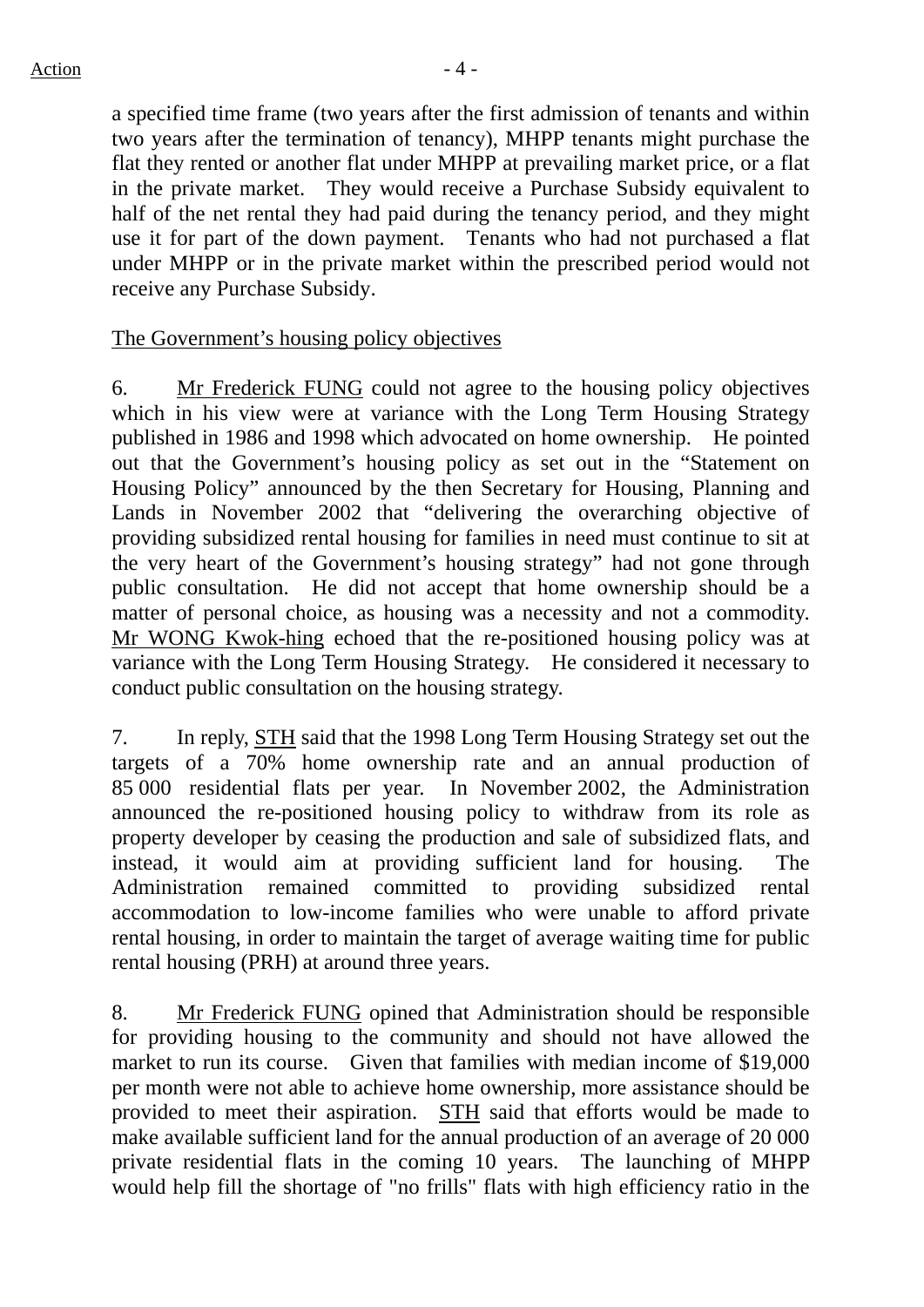a specified time frame (two years after the first admission of tenants and within two years after the termination of tenancy), MHPP tenants might purchase the flat they rented or another flat under MHPP at prevailing market price, or a flat in the private market. They would receive a Purchase Subsidy equivalent to half of the net rental they had paid during the tenancy period, and they might use it for part of the down payment. Tenants who had not purchased a flat under MHPP or in the private market within the prescribed period would not receive any Purchase Subsidy.

The Government's housing policy objectives

6. Mr Frederick FUNG could not agree to the housing policy objectives which in his view were at variance with the Long Term Housing Strategy published in 1986 and 1998 which advocated on home ownership. He pointed out that the Government's housing policy as set out in the "Statement on Housing Policy" announced by the then Secretary for Housing, Planning and Lands in November 2002 that "delivering the overarching objective of providing subsidized rental housing for families in need must continue to sit at the very heart of the Government's housing strategy" had not gone through public consultation. He did not accept that home ownership should be a matter of personal choice, as housing was a necessity and not a commodity. Mr WONG Kwok-hing echoed that the re-positioned housing policy was at variance with the Long Term Housing Strategy. He considered it necessary to conduct public consultation on the housing strategy.

7. In reply, STH said that the 1998 Long Term Housing Strategy set out the targets of a 70% home ownership rate and an annual production of 85 000 residential flats per year. In November 2002, the Administration announced the re-positioned housing policy to withdraw from its role as property developer by ceasing the production and sale of subsidized flats, and instead, it would aim at providing sufficient land for housing. The Administration remained committed to providing subsidized rental accommodation to low-income families who were unable to afford private rental housing, in order to maintain the target of average waiting time for public rental housing (PRH) at around three years.

8. Mr Frederick FUNG opined that Administration should be responsible for providing housing to the community and should not have allowed the market to run its course. Given that families with median income of $19,000 per month were not able to achieve home ownership, more assistance should be provided to meet their aspiration. STH said that efforts would be made to make available sufficient land for the annual production of an average of 20 000 private residential flats in the coming 10 years. The launching of MHPP would help fill the shortage of "no frills" flats with high efficiency ratio in the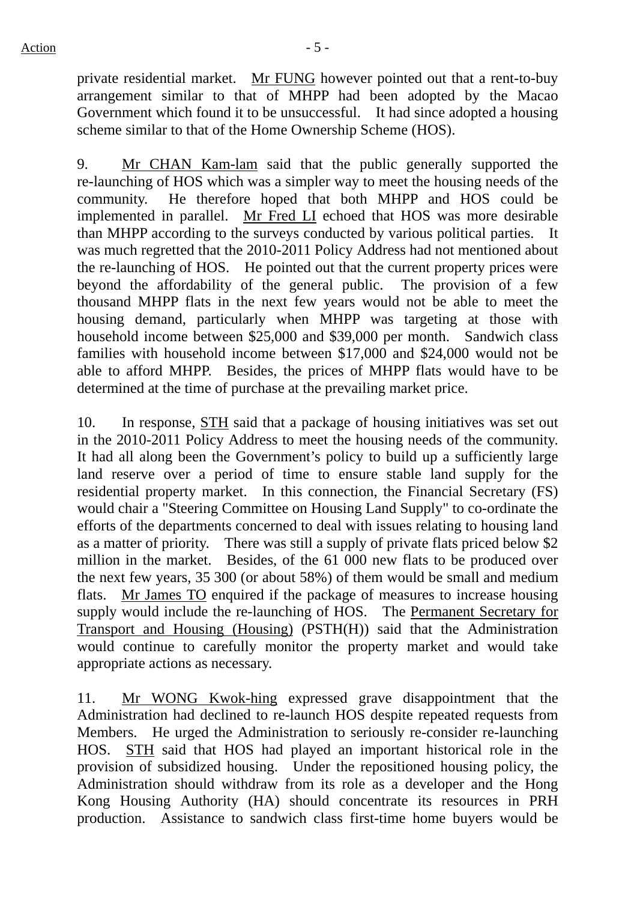private residential market. Mr FUNG however pointed out that a rent-to-buy arrangement similar to that of MHPP had been adopted by the Macao Government which found it to be unsuccessful. It had since adopted a housing scheme similar to that of the Home Ownership Scheme (HOS).

9. Mr CHAN Kam-lam said that the public generally supported the re-launching of HOS which was a simpler way to meet the housing needs of the community. He therefore hoped that both MHPP and HOS could be implemented in parallel. Mr Fred LI echoed that HOS was more desirable than MHPP according to the surveys conducted by various political parties. It was much regretted that the 2010-2011 Policy Address had not mentioned about the re-launching of HOS. He pointed out that the current property prices were beyond the affordability of the general public. The provision of a few thousand MHPP flats in the next few years would not be able to meet the housing demand, particularly when MHPP was targeting at those with household income between $25,000 and $39,000 per month. Sandwich class families with household income between $17,000 and $24,000 would not be able to afford MHPP. Besides, the prices of MHPP flats would have to be determined at the time of purchase at the prevailing market price.

10. In response, STH said that a package of housing initiatives was set out in the 2010-2011 Policy Address to meet the housing needs of the community. It had all along been the Government's policy to build up a sufficiently large land reserve over a period of time to ensure stable land supply for the residential property market. In this connection, the Financial Secretary (FS) would chair a "Steering Committee on Housing Land Supply" to co-ordinate the efforts of the departments concerned to deal with issues relating to housing land as a matter of priority. There was still a supply of private flats priced below $2 million in the market. Besides, of the 61 000 new flats to be produced over the next few years, 35 300 (or about 58%) of them would be small and medium flats. Mr James TO enquired if the package of measures to increase housing supply would include the re-launching of HOS. The Permanent Secretary for Transport and Housing (Housing) (PSTH(H)) said that the Administration would continue to carefully monitor the property market and would take appropriate actions as necessary.

11. Mr WONG Kwok-hing expressed grave disappointment that the Administration had declined to re-launch HOS despite repeated requests from Members. He urged the Administration to seriously re-consider re-launching HOS. STH said that HOS had played an important historical role in the provision of subsidized housing. Under the repositioned housing policy, the Administration should withdraw from its role as a developer and the Hong Kong Housing Authority (HA) should concentrate its resources in PRH production. Assistance to sandwich class first-time home buyers would be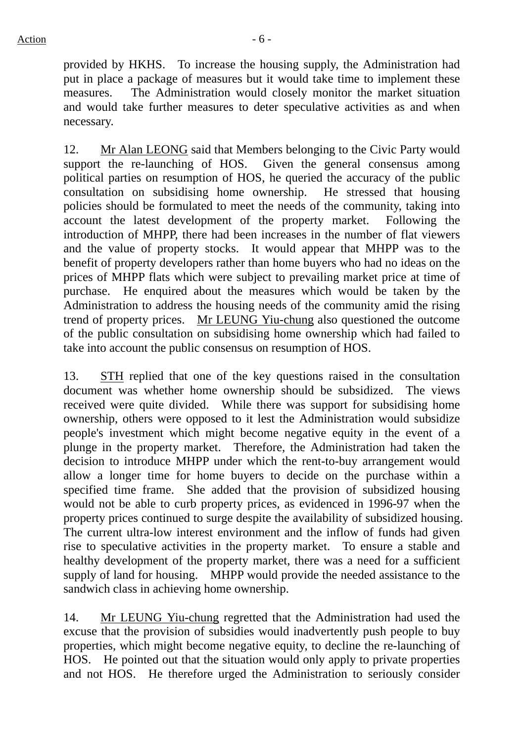provided by HKHS. To increase the housing supply, the Administration had put in place a package of measures but it would take time to implement these measures. The Administration would closely monitor the market situation and would take further measures to deter speculative activities as and when necessary.

12. Mr Alan LEONG said that Members belonging to the Civic Party would support the re-launching of HOS. Given the general consensus among political parties on resumption of HOS, he queried the accuracy of the public consultation on subsidising home ownership. He stressed that housing policies should be formulated to meet the needs of the community, taking into account the latest development of the property market. Following the introduction of MHPP, there had been increases in the number of flat viewers and the value of property stocks. It would appear that MHPP was to the benefit of property developers rather than home buyers who had no ideas on the prices of MHPP flats which were subject to prevailing market price at time of purchase. He enquired about the measures which would be taken by the Administration to address the housing needs of the community amid the rising trend of property prices. Mr LEUNG Yiu-chung also questioned the outcome of the public consultation on subsidising home ownership which had failed to take into account the public consensus on resumption of HOS.

13. STH replied that one of the key questions raised in the consultation document was whether home ownership should be subsidized. The views received were quite divided. While there was support for subsidising home ownership, others were opposed to it lest the Administration would subsidize people's investment which might become negative equity in the event of a plunge in the property market. Therefore, the Administration had taken the decision to introduce MHPP under which the rent-to-buy arrangement would allow a longer time for home buyers to decide on the purchase within a specified time frame. She added that the provision of subsidized housing would not be able to curb property prices, as evidenced in 1996-97 when the property prices continued to surge despite the availability of subsidized housing. The current ultra-low interest environment and the inflow of funds had given rise to speculative activities in the property market. To ensure a stable and healthy development of the property market, there was a need for a sufficient supply of land for housing. MHPP would provide the needed assistance to the sandwich class in achieving home ownership.

14. Mr LEUNG Yiu-chung regretted that the Administration had used the excuse that the provision of subsidies would inadvertently push people to buy properties, which might become negative equity, to decline the re-launching of HOS. He pointed out that the situation would only apply to private properties and not HOS. He therefore urged the Administration to seriously consider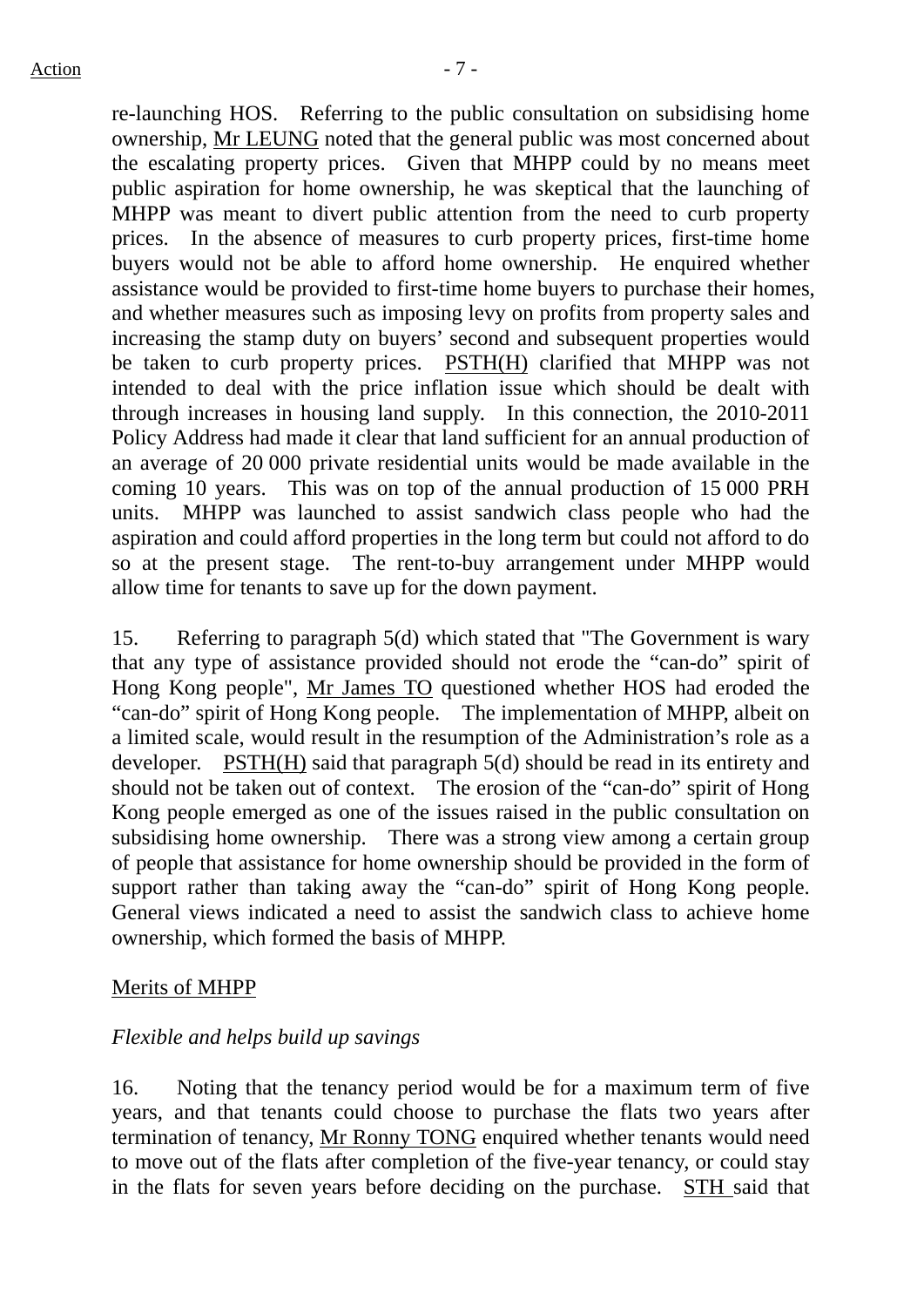re-launching HOS. Referring to the public consultation on subsidising home ownership, Mr LEUNG noted that the general public was most concerned about the escalating property prices. Given that MHPP could by no means meet public aspiration for home ownership, he was skeptical that the launching of MHPP was meant to divert public attention from the need to curb property prices. In the absence of measures to curb property prices, first-time home buyers would not be able to afford home ownership. He enquired whether assistance would be provided to first-time home buyers to purchase their homes, and whether measures such as imposing levy on profits from property sales and increasing the stamp duty on buyers' second and subsequent properties would be taken to curb property prices. PSTH(H) clarified that MHPP was not intended to deal with the price inflation issue which should be dealt with through increases in housing land supply. In this connection, the 2010-2011 Policy Address had made it clear that land sufficient for an annual production of an average of 20 000 private residential units would be made available in the coming 10 years. This was on top of the annual production of 15 000 PRH units. MHPP was launched to assist sandwich class people who had the aspiration and could afford properties in the long term but could not afford to do so at the present stage. The rent-to-buy arrangement under MHPP would allow time for tenants to save up for the down payment.

15. Referring to paragraph 5(d) which stated that "The Government is wary that any type of assistance provided should not erode the "can-do" spirit of Hong Kong people", Mr James TO questioned whether HOS had eroded the "can-do" spirit of Hong Kong people. The implementation of MHPP, albeit on a limited scale, would result in the resumption of the Administration's role as a developer. PSTH(H) said that paragraph 5(d) should be read in its entirety and should not be taken out of context. The erosion of the "can-do" spirit of Hong Kong people emerged as one of the issues raised in the public consultation on subsidising home ownership. There was a strong view among a certain group of people that assistance for home ownership should be provided in the form of support rather than taking away the "can-do" spirit of Hong Kong people. General views indicated a need to assist the sandwich class to achieve home ownership, which formed the basis of MHPP.

## Merits of MHPP

### *Flexible and helps build up savings*

16. Noting that the tenancy period would be for a maximum term of five years, and that tenants could choose to purchase the flats two years after termination of tenancy, Mr Ronny TONG enquired whether tenants would need to move out of the flats after completion of the five-year tenancy, or could stay in the flats for seven years before deciding on the purchase. STH said that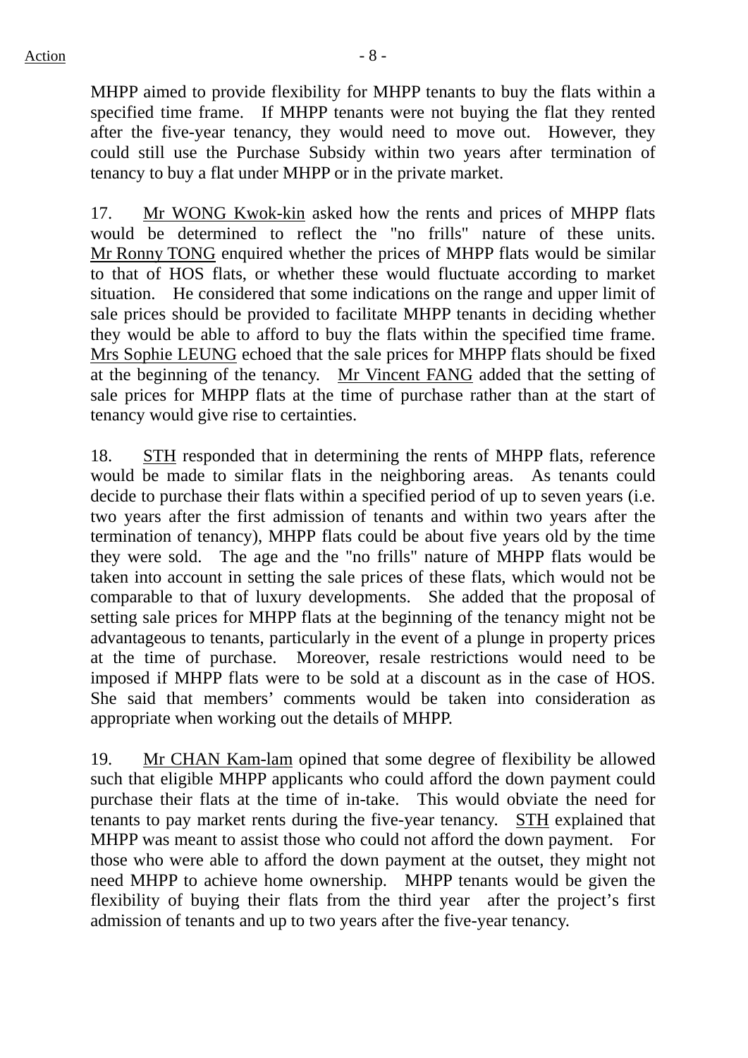MHPP aimed to provide flexibility for MHPP tenants to buy the flats within a specified time frame. If MHPP tenants were not buying the flat they rented after the five-year tenancy, they would need to move out. However, they could still use the Purchase Subsidy within two years after termination of tenancy to buy a flat under MHPP or in the private market.

17. Mr WONG Kwok-kin asked how the rents and prices of MHPP flats would be determined to reflect the "no frills" nature of these units. Mr Ronny TONG enquired whether the prices of MHPP flats would be similar to that of HOS flats, or whether these would fluctuate according to market situation. He considered that some indications on the range and upper limit of sale prices should be provided to facilitate MHPP tenants in deciding whether they would be able to afford to buy the flats within the specified time frame. Mrs Sophie LEUNG echoed that the sale prices for MHPP flats should be fixed at the beginning of the tenancy. Mr Vincent FANG added that the setting of sale prices for MHPP flats at the time of purchase rather than at the start of tenancy would give rise to certainties.

18. STH responded that in determining the rents of MHPP flats, reference would be made to similar flats in the neighboring areas. As tenants could decide to purchase their flats within a specified period of up to seven years (i.e. two years after the first admission of tenants and within two years after the termination of tenancy), MHPP flats could be about five years old by the time they were sold. The age and the "no frills" nature of MHPP flats would be taken into account in setting the sale prices of these flats, which would not be comparable to that of luxury developments. She added that the proposal of setting sale prices for MHPP flats at the beginning of the tenancy might not be advantageous to tenants, particularly in the event of a plunge in property prices at the time of purchase. Moreover, resale restrictions would need to be imposed if MHPP flats were to be sold at a discount as in the case of HOS. She said that members' comments would be taken into consideration as appropriate when working out the details of MHPP.

19. Mr CHAN Kam-lam opined that some degree of flexibility be allowed such that eligible MHPP applicants who could afford the down payment could purchase their flats at the time of in-take. This would obviate the need for tenants to pay market rents during the five-year tenancy. STH explained that MHPP was meant to assist those who could not afford the down payment. For those who were able to afford the down payment at the outset, they might not need MHPP to achieve home ownership. MHPP tenants would be given the flexibility of buying their flats from the third year after the project's first admission of tenants and up to two years after the five-year tenancy.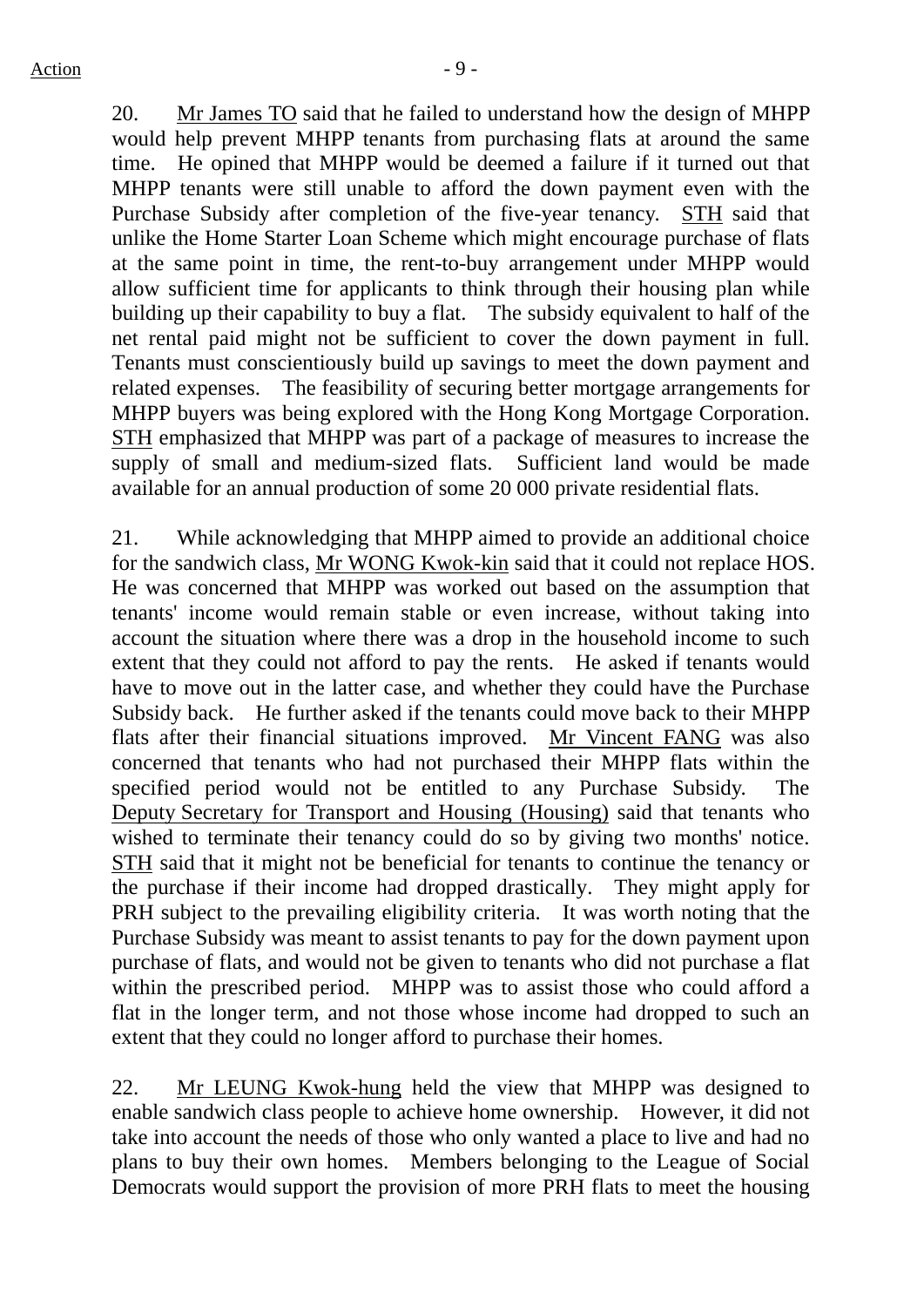20. Mr James TO said that he failed to understand how the design of MHPP would help prevent MHPP tenants from purchasing flats at around the same time. He opined that MHPP would be deemed a failure if it turned out that MHPP tenants were still unable to afford the down payment even with the Purchase Subsidy after completion of the five-year tenancy. STH said that unlike the Home Starter Loan Scheme which might encourage purchase of flats at the same point in time, the rent-to-buy arrangement under MHPP would allow sufficient time for applicants to think through their housing plan while building up their capability to buy a flat. The subsidy equivalent to half of the net rental paid might not be sufficient to cover the down payment in full. Tenants must conscientiously build up savings to meet the down payment and related expenses. The feasibility of securing better mortgage arrangements for MHPP buyers was being explored with the Hong Kong Mortgage Corporation. STH emphasized that MHPP was part of a package of measures to increase the supply of small and medium-sized flats. Sufficient land would be made available for an annual production of some 20 000 private residential flats.

21. While acknowledging that MHPP aimed to provide an additional choice for the sandwich class, Mr WONG Kwok-kin said that it could not replace HOS. He was concerned that MHPP was worked out based on the assumption that tenants' income would remain stable or even increase, without taking into account the situation where there was a drop in the household income to such extent that they could not afford to pay the rents. He asked if tenants would have to move out in the latter case, and whether they could have the Purchase Subsidy back. He further asked if the tenants could move back to their MHPP flats after their financial situations improved. Mr Vincent FANG was also concerned that tenants who had not purchased their MHPP flats within the specified period would not be entitled to any Purchase Subsidy. The Deputy Secretary for Transport and Housing (Housing) said that tenants who wished to terminate their tenancy could do so by giving two months' notice. STH said that it might not be beneficial for tenants to continue the tenancy or the purchase if their income had dropped drastically. They might apply for PRH subject to the prevailing eligibility criteria. It was worth noting that the Purchase Subsidy was meant to assist tenants to pay for the down payment upon purchase of flats, and would not be given to tenants who did not purchase a flat within the prescribed period. MHPP was to assist those who could afford a flat in the longer term, and not those whose income had dropped to such an extent that they could no longer afford to purchase their homes.

22. Mr LEUNG Kwok-hung held the view that MHPP was designed to enable sandwich class people to achieve home ownership. However, it did not take into account the needs of those who only wanted a place to live and had no plans to buy their own homes. Members belonging to the League of Social Democrats would support the provision of more PRH flats to meet the housing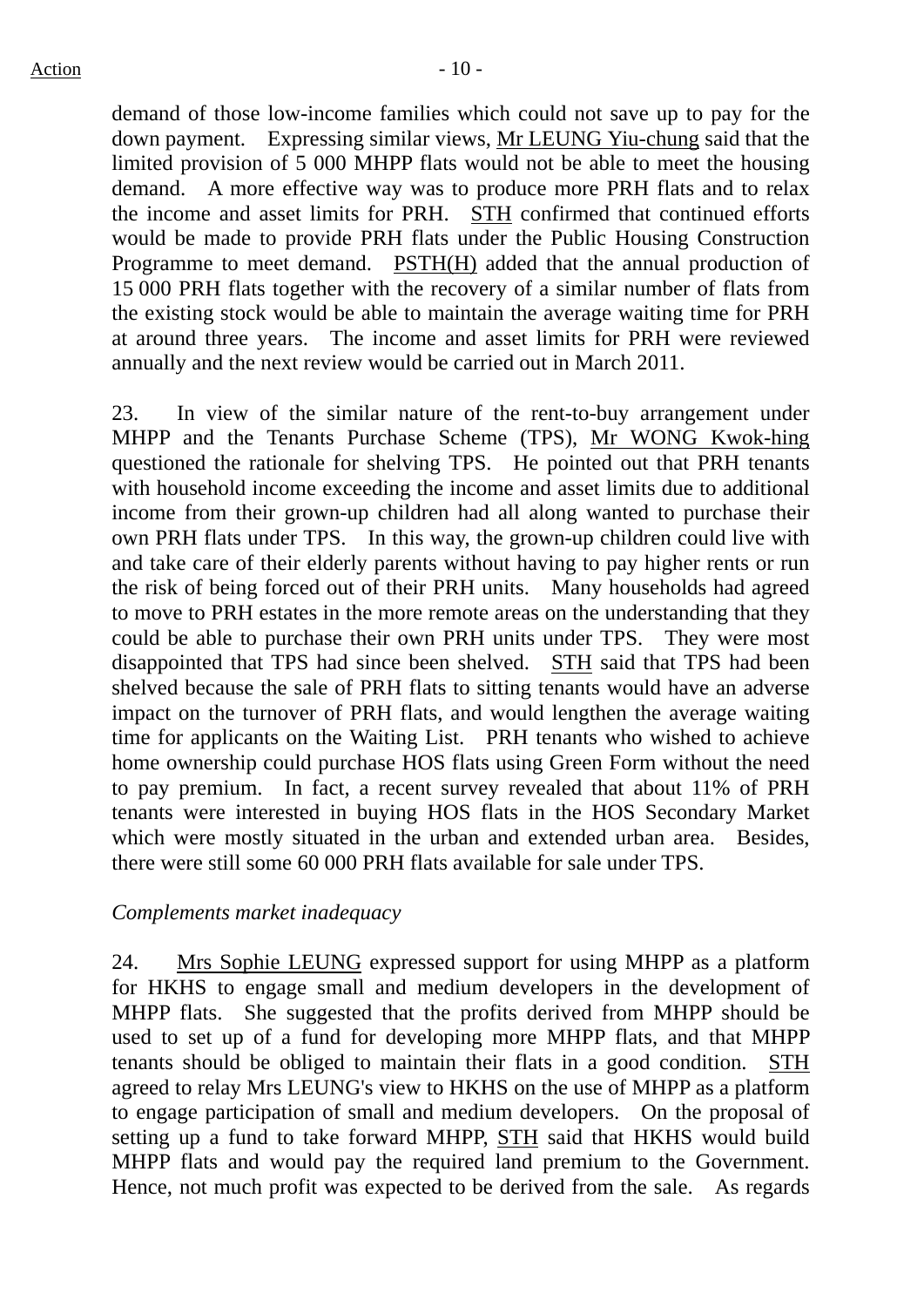demand of those low-income families which could not save up to pay for the down payment. Expressing similar views, Mr LEUNG Yiu-chung said that the limited provision of 5 000 MHPP flats would not be able to meet the housing demand. A more effective way was to produce more PRH flats and to relax the income and asset limits for PRH. STH confirmed that continued efforts would be made to provide PRH flats under the Public Housing Construction Programme to meet demand. PSTH(H) added that the annual production of 15 000 PRH flats together with the recovery of a similar number of flats from the existing stock would be able to maintain the average waiting time for PRH at around three years. The income and asset limits for PRH were reviewed annually and the next review would be carried out in March 2011.

23. In view of the similar nature of the rent-to-buy arrangement under MHPP and the Tenants Purchase Scheme (TPS), Mr WONG Kwok-hing questioned the rationale for shelving TPS. He pointed out that PRH tenants with household income exceeding the income and asset limits due to additional income from their grown-up children had all along wanted to purchase their own PRH flats under TPS. In this way, the grown-up children could live with and take care of their elderly parents without having to pay higher rents or run the risk of being forced out of their PRH units. Many households had agreed to move to PRH estates in the more remote areas on the understanding that they could be able to purchase their own PRH units under TPS. They were most disappointed that TPS had since been shelved. STH said that TPS had been shelved because the sale of PRH flats to sitting tenants would have an adverse impact on the turnover of PRH flats, and would lengthen the average waiting time for applicants on the Waiting List. PRH tenants who wished to achieve home ownership could purchase HOS flats using Green Form without the need to pay premium. In fact, a recent survey revealed that about 11% of PRH tenants were interested in buying HOS flats in the HOS Secondary Market which were mostly situated in the urban and extended urban area. Besides, there were still some 60 000 PRH flats available for sale under TPS.

*Complements market inadequacy*

24. Mrs Sophie LEUNG expressed support for using MHPP as a platform for HKHS to engage small and medium developers in the development of MHPP flats. She suggested that the profits derived from MHPP should be used to set up of a fund for developing more MHPP flats, and that MHPP tenants should be obliged to maintain their flats in a good condition. STH agreed to relay Mrs LEUNG's view to HKHS on the use of MHPP as a platform to engage participation of small and medium developers. On the proposal of setting up a fund to take forward MHPP, STH said that HKHS would build MHPP flats and would pay the required land premium to the Government. Hence, not much profit was expected to be derived from the sale. As regards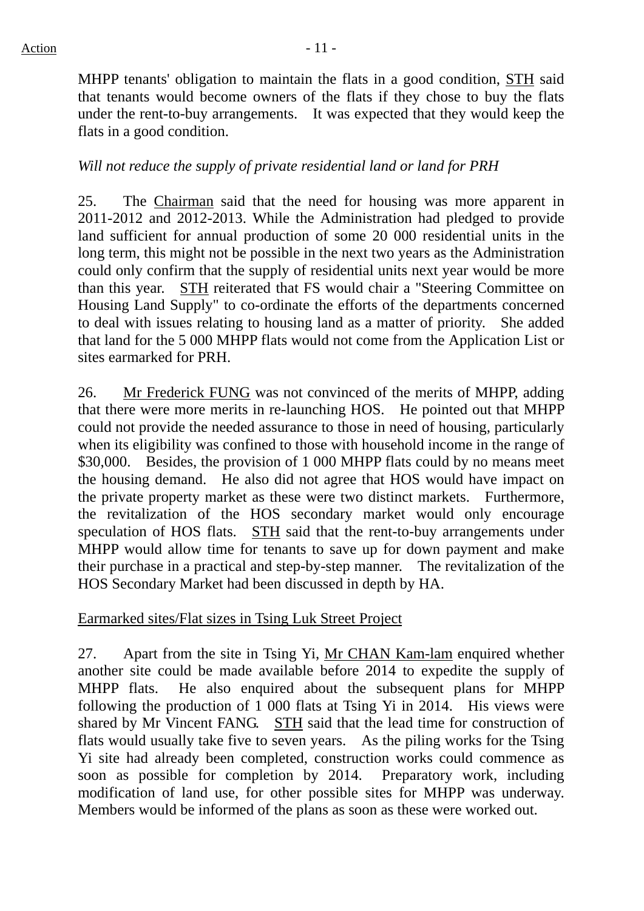MHPP tenants' obligation to maintain the flats in a good condition, STH said that tenants would become owners of the flats if they chose to buy the flats under the rent-to-buy arrangements. It was expected that they would keep the flats in a good condition.

*Will not reduce the supply of private residential land or land for PRH*

25. The Chairman said that the need for housing was more apparent in 2011-2012 and 2012-2013. While the Administration had pledged to provide land sufficient for annual production of some 20 000 residential units in the long term, this might not be possible in the next two years as the Administration could only confirm that the supply of residential units next year would be more than this year. STH reiterated that FS would chair a "Steering Committee on Housing Land Supply" to co-ordinate the efforts of the departments concerned to deal with issues relating to housing land as a matter of priority. She added that land for the 5 000 MHPP flats would not come from the Application List or sites earmarked for PRH.

26. Mr Frederick FUNG was not convinced of the merits of MHPP, adding that there were more merits in re-launching HOS. He pointed out that MHPP could not provide the needed assurance to those in need of housing, particularly when its eligibility was confined to those with household income in the range of $30,000. Besides, the provision of 1 000 MHPP flats could by no means meet the housing demand. He also did not agree that HOS would have impact on the private property market as these were two distinct markets. Furthermore, the revitalization of the HOS secondary market would only encourage speculation of HOS flats. STH said that the rent-to-buy arrangements under MHPP would allow time for tenants to save up for down payment and make their purchase in a practical and step-by-step manner. The revitalization of the HOS Secondary Market had been discussed in depth by HA.

Earmarked sites/Flat sizes in Tsing Luk Street Project

27. Apart from the site in Tsing Yi, Mr CHAN Kam-lam enquired whether another site could be made available before 2014 to expedite the supply of MHPP flats. He also enquired about the subsequent plans for MHPP following the production of 1 000 flats at Tsing Yi in 2014. His views were shared by Mr Vincent FANG. STH said that the lead time for construction of flats would usually take five to seven years. As the piling works for the Tsing Yi site had already been completed, construction works could commence as soon as possible for completion by 2014. Preparatory work, including modification of land use, for other possible sites for MHPP was underway. Members would be informed of the plans as soon as these were worked out.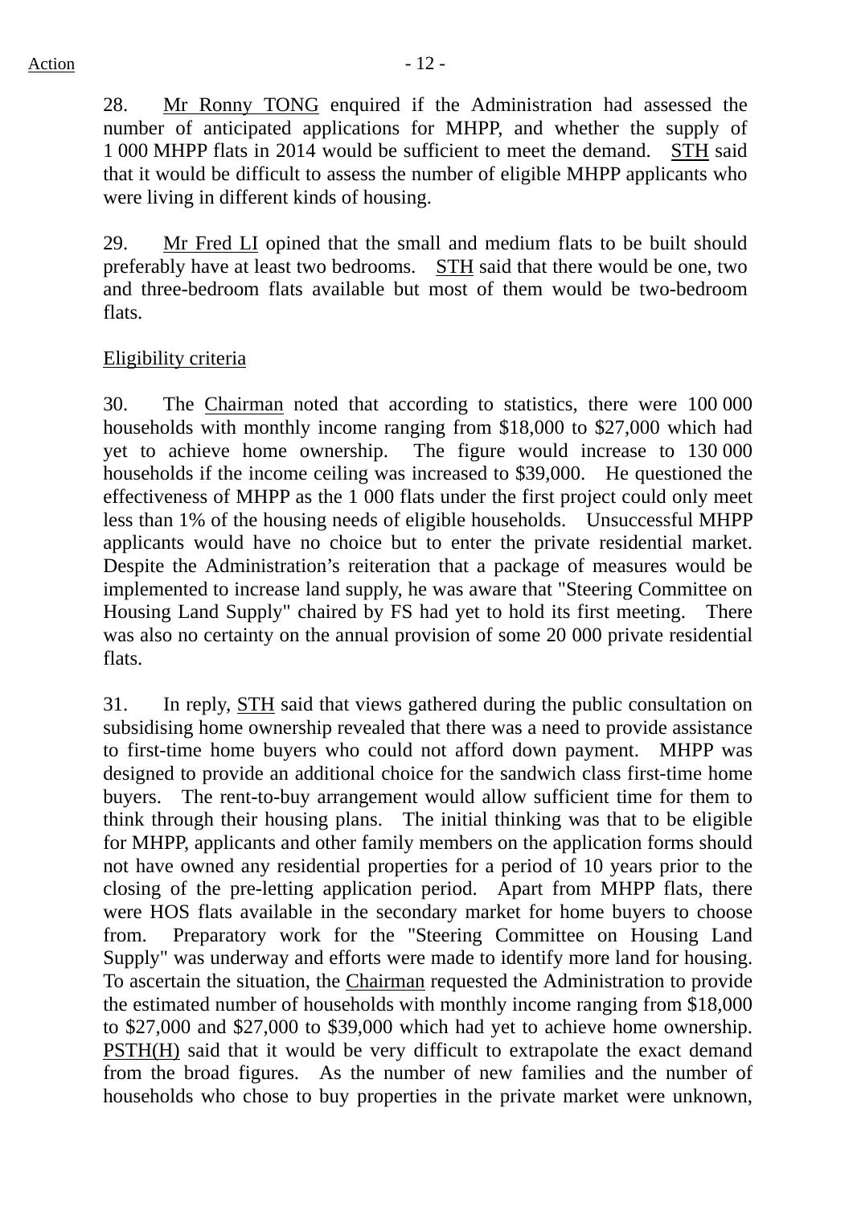28. Mr Ronny TONG enquired if the Administration had assessed the number of anticipated applications for MHPP, and whether the supply of 1 000 MHPP flats in 2014 would be sufficient to meet the demand. STH said that it would be difficult to assess the number of eligible MHPP applicants who were living in different kinds of housing.

29. Mr Fred LI opined that the small and medium flats to be built should preferably have at least two bedrooms. STH said that there would be one, two and three-bedroom flats available but most of them would be two-bedroom flats.

Eligibility criteria

30. The Chairman noted that according to statistics, there were 100 000 households with monthly income ranging from $18,000 to $27,000 which had yet to achieve home ownership. The figure would increase to 130 000 households if the income ceiling was increased to $39,000. He questioned the effectiveness of MHPP as the 1 000 flats under the first project could only meet less than 1% of the housing needs of eligible households. Unsuccessful MHPP applicants would have no choice but to enter the private residential market. Despite the Administration's reiteration that a package of measures would be implemented to increase land supply, he was aware that "Steering Committee on Housing Land Supply" chaired by FS had yet to hold its first meeting. There was also no certainty on the annual provision of some 20 000 private residential flats.

31. In reply, STH said that views gathered during the public consultation on subsidising home ownership revealed that there was a need to provide assistance to first-time home buyers who could not afford down payment. MHPP was designed to provide an additional choice for the sandwich class first-time home buyers. The rent-to-buy arrangement would allow sufficient time for them to think through their housing plans. The initial thinking was that to be eligible for MHPP, applicants and other family members on the application forms should not have owned any residential properties for a period of 10 years prior to the closing of the pre-letting application period. Apart from MHPP flats, there were HOS flats available in the secondary market for home buyers to choose from. Preparatory work for the "Steering Committee on Housing Land Supply" was underway and efforts were made to identify more land for housing. To ascertain the situation, the Chairman requested the Administration to provide the estimated number of households with monthly income ranging from $18,000 to $27,000 and $27,000 to $39,000 which had yet to achieve home ownership. PSTH(H) said that it would be very difficult to extrapolate the exact demand from the broad figures. As the number of new families and the number of households who chose to buy properties in the private market were unknown,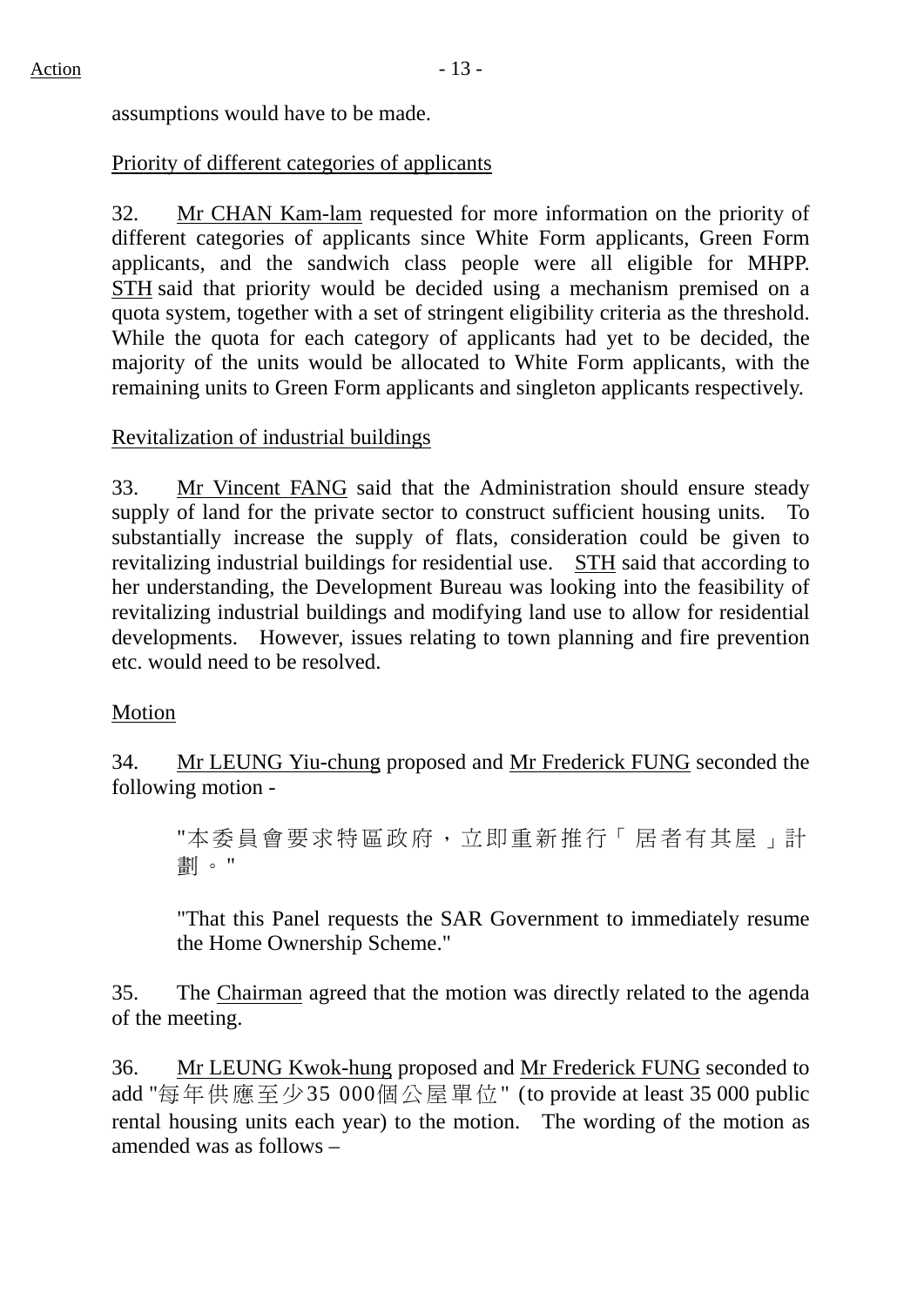assumptions would have to be made.

Priority of different categories of applicants

32. Mr CHAN Kam-lam requested for more information on the priority of different categories of applicants since White Form applicants, Green Form applicants, and the sandwich class people were all eligible for MHPP. STH said that priority would be decided using a mechanism premised on a quota system, together with a set of stringent eligibility criteria as the threshold. While the quota for each category of applicants had yet to be decided, the majority of the units would be allocated to White Form applicants, with the remaining units to Green Form applicants and singleton applicants respectively.

Revitalization of industrial buildings

33. Mr Vincent FANG said that the Administration should ensure steady supply of land for the private sector to construct sufficient housing units. To substantially increase the supply of flats, consideration could be given to revitalizing industrial buildings for residential use. STH said that according to her understanding, the Development Bureau was looking into the feasibility of revitalizing industrial buildings and modifying land use to allow for residential developments. However, issues relating to town planning and fire prevention etc. would need to be resolved.

Motion

34. Mr LEUNG Yiu-chung proposed and Mr Frederick FUNG seconded the following motion -

> "本委員會要求特區政府，立即重新推行「居者有其屋」計劃。"
>
> "That this Panel requests the SAR Government to immediately resume the Home Ownership Scheme."

35. The Chairman agreed that the motion was directly related to the agenda of the meeting.

36. Mr LEUNG Kwok-hung proposed and Mr Frederick FUNG seconded to add "每年供應至少35 000個公屋單位" (to provide at least 35 000 public rental housing units each year) to the motion. The wording of the motion as amended was as follows –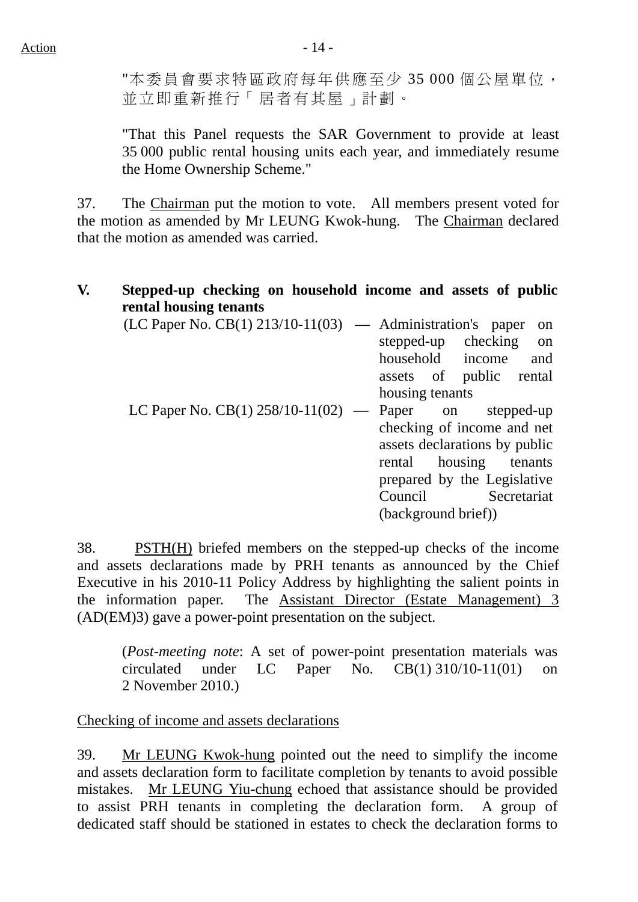"本委員會要求特區政府每年供應至少 35 000 個公屋單位，並立即重新推行「居者有其屋」計劃。

"That this Panel requests the SAR Government to provide at least 35 000 public rental housing units each year, and immediately resume the Home Ownership Scheme."

37. The Chairman put the motion to vote. All members present voted for the motion as amended by Mr LEUNG Kwok-hung. The Chairman declared that the motion as amended was carried.

**V. Stepped-up checking on household income and assets of public rental housing tenants**

(LC Paper No. CB(1) 213/10-11(03) — Administration's paper on stepped-up checking on household income and assets of public rental housing tenants

LC Paper No. CB(1) 258/10-11(02) — Paper on stepped-up checking of income and net assets declarations by public rental housing tenants prepared by the Legislative Council Secretariat (background brief))

38. PSTH(H) briefed members on the stepped-up checks of the income and assets declarations made by PRH tenants as announced by the Chief Executive in his 2010-11 Policy Address by highlighting the salient points in the information paper. The Assistant Director (Estate Management) 3 (AD(EM)3) gave a power-point presentation on the subject.

(*Post-meeting note*: A set of power-point presentation materials was circulated under LC Paper No. CB(1) 310/10-11(01) on 2 November 2010.)

Checking of income and assets declarations

39. Mr LEUNG Kwok-hung pointed out the need to simplify the income and assets declaration form to facilitate completion by tenants to avoid possible mistakes. Mr LEUNG Yiu-chung echoed that assistance should be provided to assist PRH tenants in completing the declaration form. A group of dedicated staff should be stationed in estates to check the declaration forms to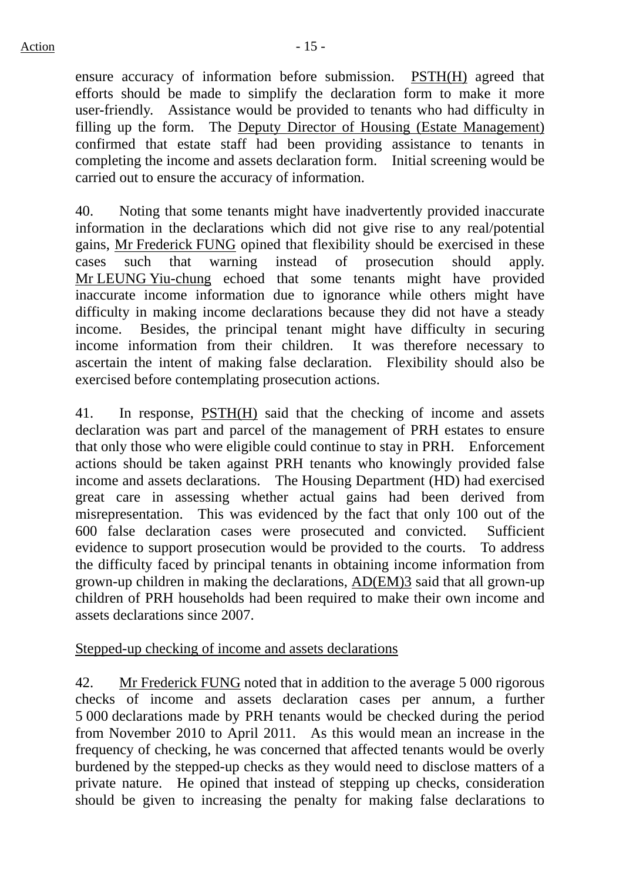ensure accuracy of information before submission. PSTH(H) agreed that efforts should be made to simplify the declaration form to make it more user-friendly. Assistance would be provided to tenants who had difficulty in filling up the form. The Deputy Director of Housing (Estate Management) confirmed that estate staff had been providing assistance to tenants in completing the income and assets declaration form. Initial screening would be carried out to ensure the accuracy of information.

40. Noting that some tenants might have inadvertently provided inaccurate information in the declarations which did not give rise to any real/potential gains, Mr Frederick FUNG opined that flexibility should be exercised in these cases such that warning instead of prosecution should apply. Mr LEUNG Yiu-chung echoed that some tenants might have provided inaccurate income information due to ignorance while others might have difficulty in making income declarations because they did not have a steady income. Besides, the principal tenant might have difficulty in securing income information from their children. It was therefore necessary to ascertain the intent of making false declaration. Flexibility should also be exercised before contemplating prosecution actions.

41. In response, PSTH(H) said that the checking of income and assets declaration was part and parcel of the management of PRH estates to ensure that only those who were eligible could continue to stay in PRH. Enforcement actions should be taken against PRH tenants who knowingly provided false income and assets declarations. The Housing Department (HD) had exercised great care in assessing whether actual gains had been derived from misrepresentation. This was evidenced by the fact that only 100 out of the 600 false declaration cases were prosecuted and convicted. Sufficient evidence to support prosecution would be provided to the courts. To address the difficulty faced by principal tenants in obtaining income information from grown-up children in making the declarations, AD(EM)3 said that all grown-up children of PRH households had been required to make their own income and assets declarations since 2007.

Stepped-up checking of income and assets declarations

42. Mr Frederick FUNG noted that in addition to the average 5 000 rigorous checks of income and assets declaration cases per annum, a further 5 000 declarations made by PRH tenants would be checked during the period from November 2010 to April 2011. As this would mean an increase in the frequency of checking, he was concerned that affected tenants would be overly burdened by the stepped-up checks as they would need to disclose matters of a private nature. He opined that instead of stepping up checks, consideration should be given to increasing the penalty for making false declarations to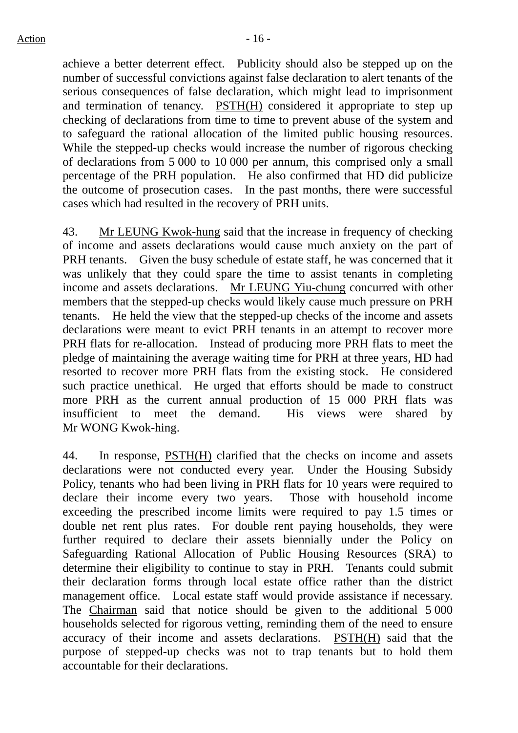achieve a better deterrent effect. Publicity should also be stepped up on the number of successful convictions against false declaration to alert tenants of the serious consequences of false declaration, which might lead to imprisonment and termination of tenancy. PSTH(H) considered it appropriate to step up checking of declarations from time to time to prevent abuse of the system and to safeguard the rational allocation of the limited public housing resources. While the stepped-up checks would increase the number of rigorous checking of declarations from 5 000 to 10 000 per annum, this comprised only a small percentage of the PRH population. He also confirmed that HD did publicize the outcome of prosecution cases. In the past months, there were successful cases which had resulted in the recovery of PRH units.

43. Mr LEUNG Kwok-hung said that the increase in frequency of checking of income and assets declarations would cause much anxiety on the part of PRH tenants. Given the busy schedule of estate staff, he was concerned that it was unlikely that they could spare the time to assist tenants in completing income and assets declarations. Mr LEUNG Yiu-chung concurred with other members that the stepped-up checks would likely cause much pressure on PRH tenants. He held the view that the stepped-up checks of the income and assets declarations were meant to evict PRH tenants in an attempt to recover more PRH flats for re-allocation. Instead of producing more PRH flats to meet the pledge of maintaining the average waiting time for PRH at three years, HD had resorted to recover more PRH flats from the existing stock. He considered such practice unethical. He urged that efforts should be made to construct more PRH as the current annual production of 15 000 PRH flats was insufficient to meet the demand. His views were shared by Mr WONG Kwok-hing.

44. In response, PSTH(H) clarified that the checks on income and assets declarations were not conducted every year. Under the Housing Subsidy Policy, tenants who had been living in PRH flats for 10 years were required to declare their income every two years. Those with household income exceeding the prescribed income limits were required to pay 1.5 times or double net rent plus rates. For double rent paying households, they were further required to declare their assets biennially under the Policy on Safeguarding Rational Allocation of Public Housing Resources (SRA) to determine their eligibility to continue to stay in PRH. Tenants could submit their declaration forms through local estate office rather than the district management office. Local estate staff would provide assistance if necessary. The Chairman said that notice should be given to the additional 5 000 households selected for rigorous vetting, reminding them of the need to ensure accuracy of their income and assets declarations. PSTH(H) said that the purpose of stepped-up checks was not to trap tenants but to hold them accountable for their declarations.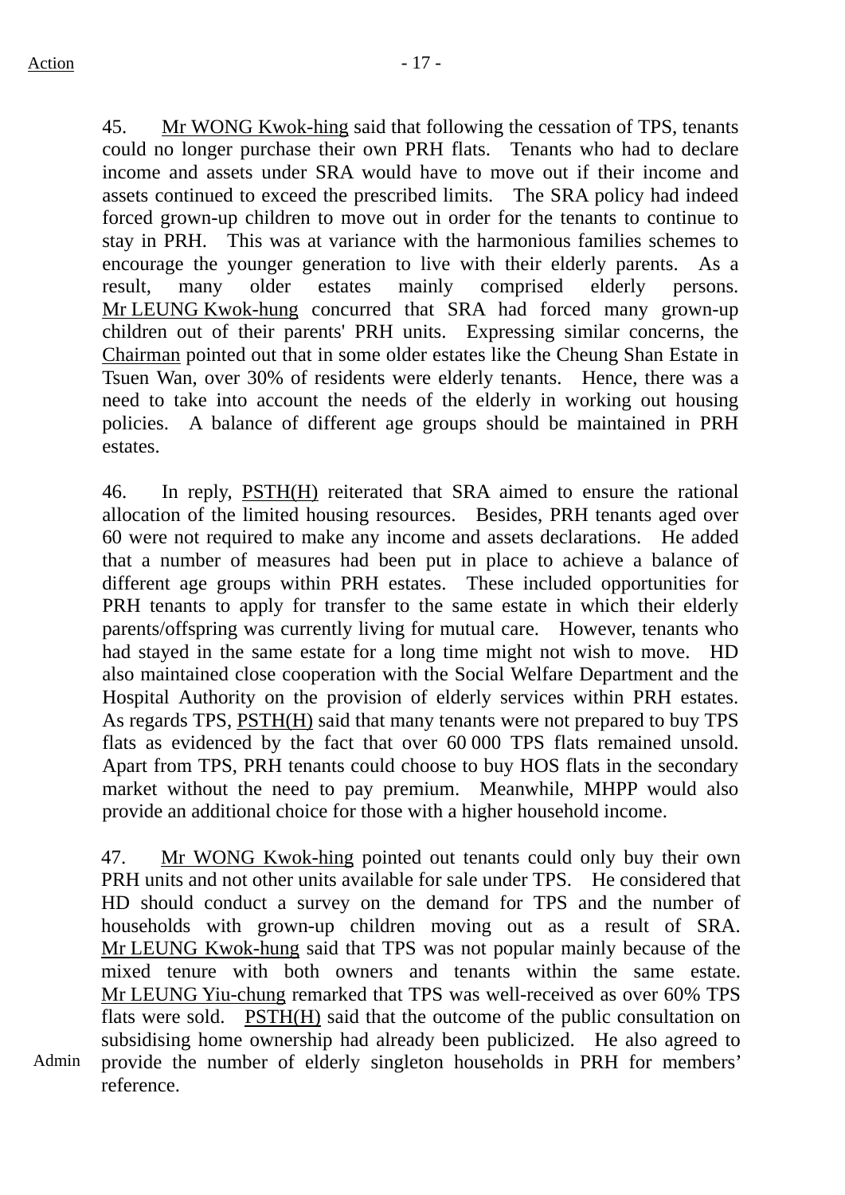45. Mr WONG Kwok-hing said that following the cessation of TPS, tenants could no longer purchase their own PRH flats. Tenants who had to declare income and assets under SRA would have to move out if their income and assets continued to exceed the prescribed limits. The SRA policy had indeed forced grown-up children to move out in order for the tenants to continue to stay in PRH. This was at variance with the harmonious families schemes to encourage the younger generation to live with their elderly parents. As a result, many older estates mainly comprised elderly persons. Mr LEUNG Kwok-hung concurred that SRA had forced many grown-up children out of their parents' PRH units. Expressing similar concerns, the Chairman pointed out that in some older estates like the Cheung Shan Estate in Tsuen Wan, over 30% of residents were elderly tenants. Hence, there was a need to take into account the needs of the elderly in working out housing policies. A balance of different age groups should be maintained in PRH estates.

46. In reply, PSTH(H) reiterated that SRA aimed to ensure the rational allocation of the limited housing resources. Besides, PRH tenants aged over 60 were not required to make any income and assets declarations. He added that a number of measures had been put in place to achieve a balance of different age groups within PRH estates. These included opportunities for PRH tenants to apply for transfer to the same estate in which their elderly parents/offspring was currently living for mutual care. However, tenants who had stayed in the same estate for a long time might not wish to move. HD also maintained close cooperation with the Social Welfare Department and the Hospital Authority on the provision of elderly services within PRH estates. As regards TPS, PSTH(H) said that many tenants were not prepared to buy TPS flats as evidenced by the fact that over 60 000 TPS flats remained unsold. Apart from TPS, PRH tenants could choose to buy HOS flats in the secondary market without the need to pay premium. Meanwhile, MHPP would also provide an additional choice for those with a higher household income.

47. Mr WONG Kwok-hing pointed out tenants could only buy their own PRH units and not other units available for sale under TPS. He considered that HD should conduct a survey on the demand for TPS and the number of households with grown-up children moving out as a result of SRA. Mr LEUNG Kwok-hung said that TPS was not popular mainly because of the mixed tenure with both owners and tenants within the same estate. Mr LEUNG Yiu-chung remarked that TPS was well-received as over 60% TPS flats were sold. PSTH(H) said that the outcome of the public consultation on subsidising home ownership had already been publicized. He also agreed to provide the number of elderly singleton households in PRH for members' reference.

Admin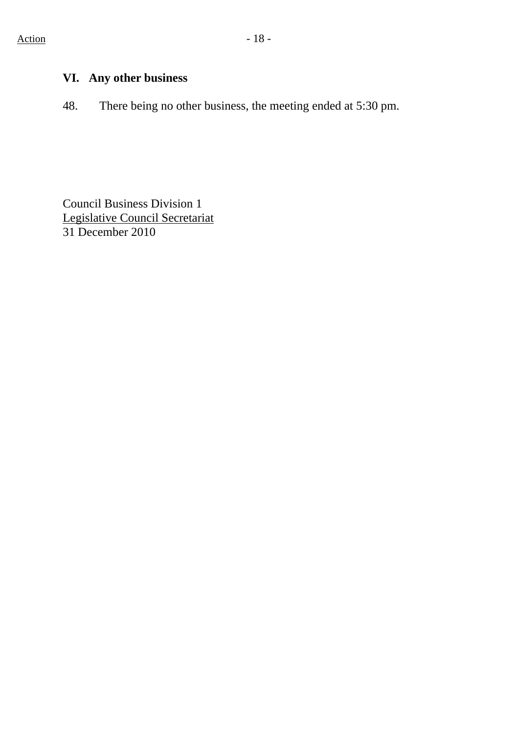Action

## VI. Any other business

48. There being no other business, the meeting ended at 5:30 pm.

Council Business Division 1
Legislative Council Secretariat
31 December 2010